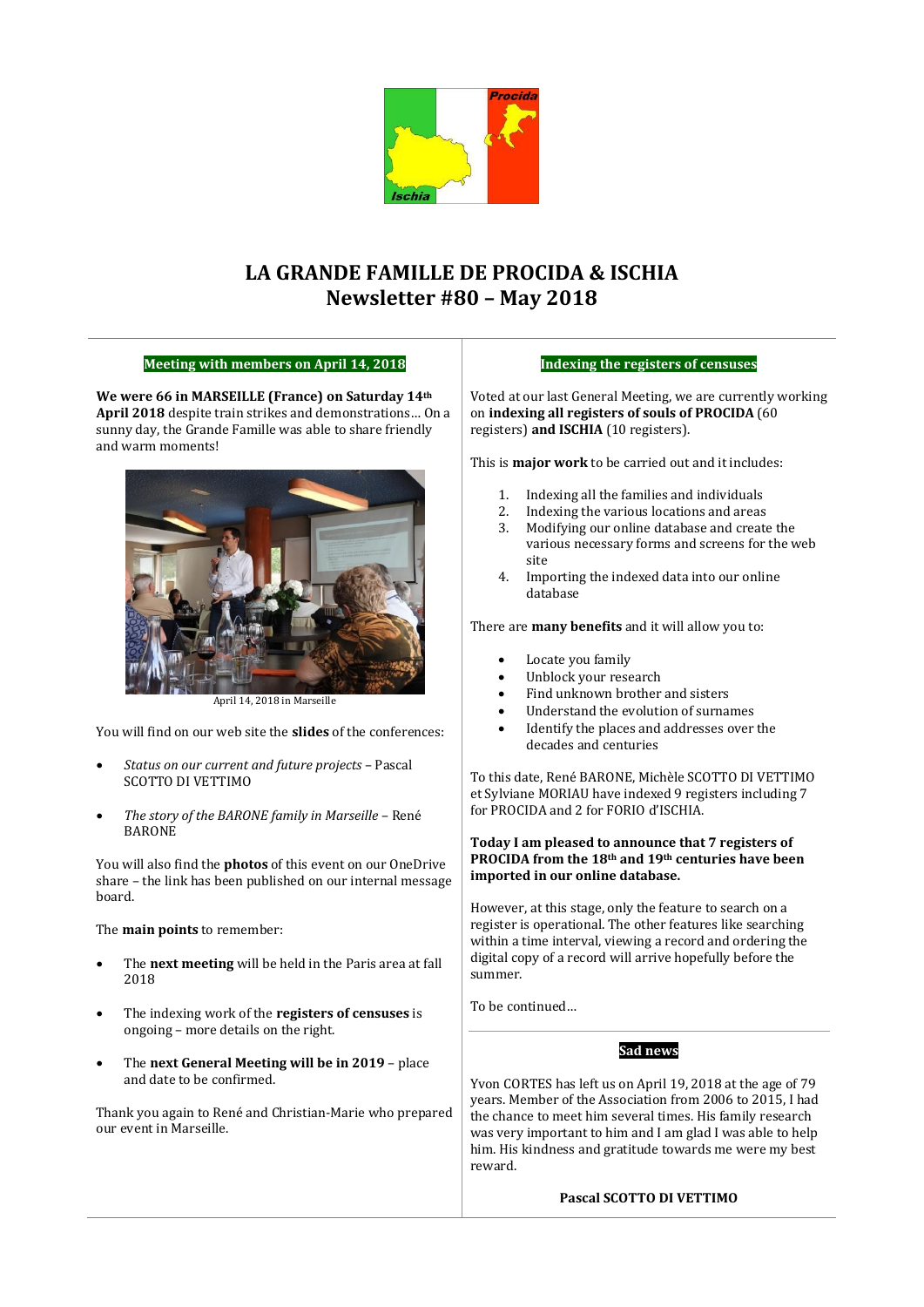# LA GRANDE FAMILLE DE PROCIDA & ISCHIA
## Newsletter #80 – May 2018

### Meeting with members on April 14, 2018

**We were 66 in MARSEILLE (France) on Saturday 14th April 2018** despite train strikes and demonstrations… On a sunny day, the Grande Famille was able to share friendly and warm moments!

April 14, 2018 in Marseille

You will find on our web site the **slides** of the conferences:

- *Status on our current and future projects* – Pascal SCOTTO DI VETTIMO
- *The story of the BARONE family in Marseille* – René BARONE

You will also find the **photos** of this event on our OneDrive share – the link has been published on our internal message board.

The **main points** to remember:

- The **next meeting** will be held in the Paris area at fall 2018
- The indexing work of the **registers of censuses** is ongoing – more details on the right.
- The **next General Meeting will be in 2019** – place and date to be confirmed.

Thank you again to René and Christian-Marie who prepared our event in Marseille.

### Indexing the registers of censuses

Voted at our last General Meeting, we are currently working on **indexing all registers of souls of PROCIDA** (60 registers) **and ISCHIA** (10 registers).

This is **major work** to be carried out and it includes:

1. Indexing all the families and individuals
2. Indexing the various locations and areas
3. Modifying our online database and create the various necessary forms and screens for the web site
4. Importing the indexed data into our online database

There are **many benefits** and it will allow you to:

- Locate you family
- Unblock your research
- Find unknown brother and sisters
- Understand the evolution of surnames
- Identify the places and addresses over the decades and centuries

To this date, René BARONE, Michèle SCOTTO DI VETTIMO et Sylviane MORIAU have indexed 9 registers including 7 for PROCIDA and 2 for FORIO d'ISCHIA.

**Today I am pleased to announce that 7 registers of PROCIDA from the 18th and 19th centuries have been imported in our online database.**

However, at this stage, only the feature to search on a register is operational. The other features like searching within a time interval, viewing a record and ordering the digital copy of a record will arrive hopefully before the summer.

To be continued…

### Sad news

Yvon CORTES has left us on April 19, 2018 at the age of 79 years. Member of the Association from 2006 to 2015, I had the chance to meet him several times. His family research was very important to him and I am glad I was able to help him. His kindness and gratitude towards me were my best reward.

**Pascal SCOTTO DI VETTIMO**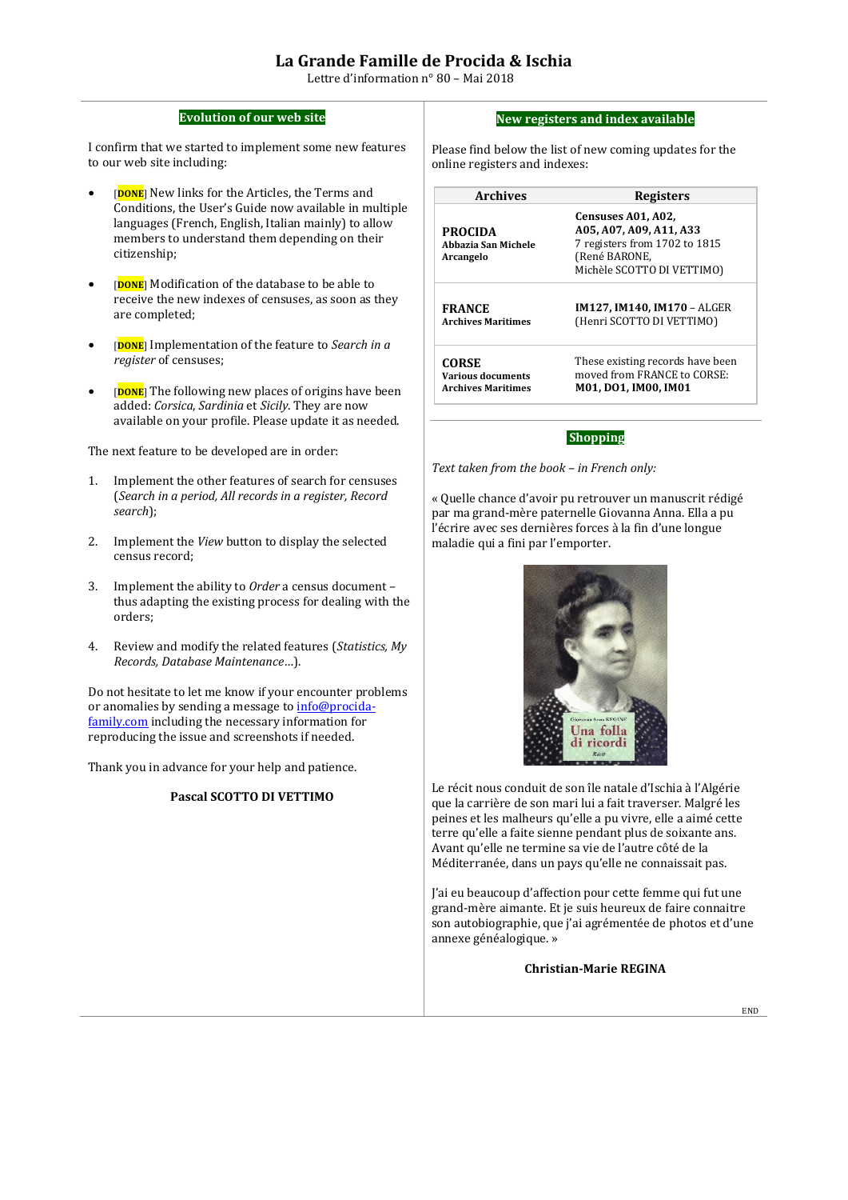# La Grande Famille de Procida & Ischia

Lettre d'information n° 80 – Mai 2018

## Evolution of our web site

I confirm that we started to implement some new features to our web site including:

- [**DONE**] New links for the Articles, the Terms and Conditions, the User's Guide now available in multiple languages (French, English, Italian mainly) to allow members to understand them depending on their citizenship;
- [**DONE**] Modification of the database to be able to receive the new indexes of censuses, as soon as they are completed;
- [**DONE**] Implementation of the feature to *Search in a register* of censuses;
- [**DONE**] The following new places of origins have been added: *Corsica*, *Sardinia* et *Sicily*. They are now available on your profile. Please update it as needed.

The next feature to be developed are in order:

1. Implement the other features of search for censuses (*Search in a period, All records in a register, Record search*);
2. Implement the *View* button to display the selected census record;
3. Implement the ability to *Order* a census document – thus adapting the existing process for dealing with the orders;
4. Review and modify the related features (*Statistics, My Records, Database Maintenance*…).

Do not hesitate to let me know if your encounter problems or anomalies by sending a message to info@procida-family.com including the necessary information for reproducing the issue and screenshots if needed.

Thank you in advance for your help and patience.

**Pascal SCOTTO DI VETTIMO**

## New registers and index available

Please find below the list of new coming updates for the online registers and indexes:

| Archives | Registers |
|---|---|
| **PROCIDA**<br>**Abbazia San Michele Arcangelo** | **Censuses A01, A02, A05, A07, A09, A11, A33**<br>7 registers from 1702 to 1815<br>(René BARONE, Michèle SCOTTO DI VETTIMO) |
| **FRANCE**<br>**Archives Maritimes** | **IM127, IM140, IM170** – ALGER<br>(Henri SCOTTO DI VETTIMO) |
| **CORSE**<br>**Various documents**<br>**Archives Maritimes** | These existing records have been moved from FRANCE to CORSE:<br>**M01, DO1, IM00, IM01** |

## Shopping

*Text taken from the book – in French only:*

« Quelle chance d'avoir pu retrouver un manuscrit rédigé par ma grand-mère paternelle Giovanna Anna. Ella a pu l'écrire avec ses dernières forces à la fin d'une longue maladie qui a fini par l'emporter.

Le récit nous conduit de son île natale d'Ischia à l'Algérie que la carrière de son mari lui a fait traverser. Malgré les peines et les malheurs qu'elle a pu vivre, elle a aimé cette terre qu'elle a faite sienne pendant plus de soixante ans. Avant qu'elle ne termine sa vie de l'autre côté de la Méditerranée, dans un pays qu'elle ne connaissait pas.

J'ai eu beaucoup d'affection pour cette femme qui fut une grand-mère aimante. Et je suis heureux de faire connaitre son autobiographie, que j'ai agrémentée de photos et d'une annexe généalogique. »

**Christian-Marie REGINA**

END